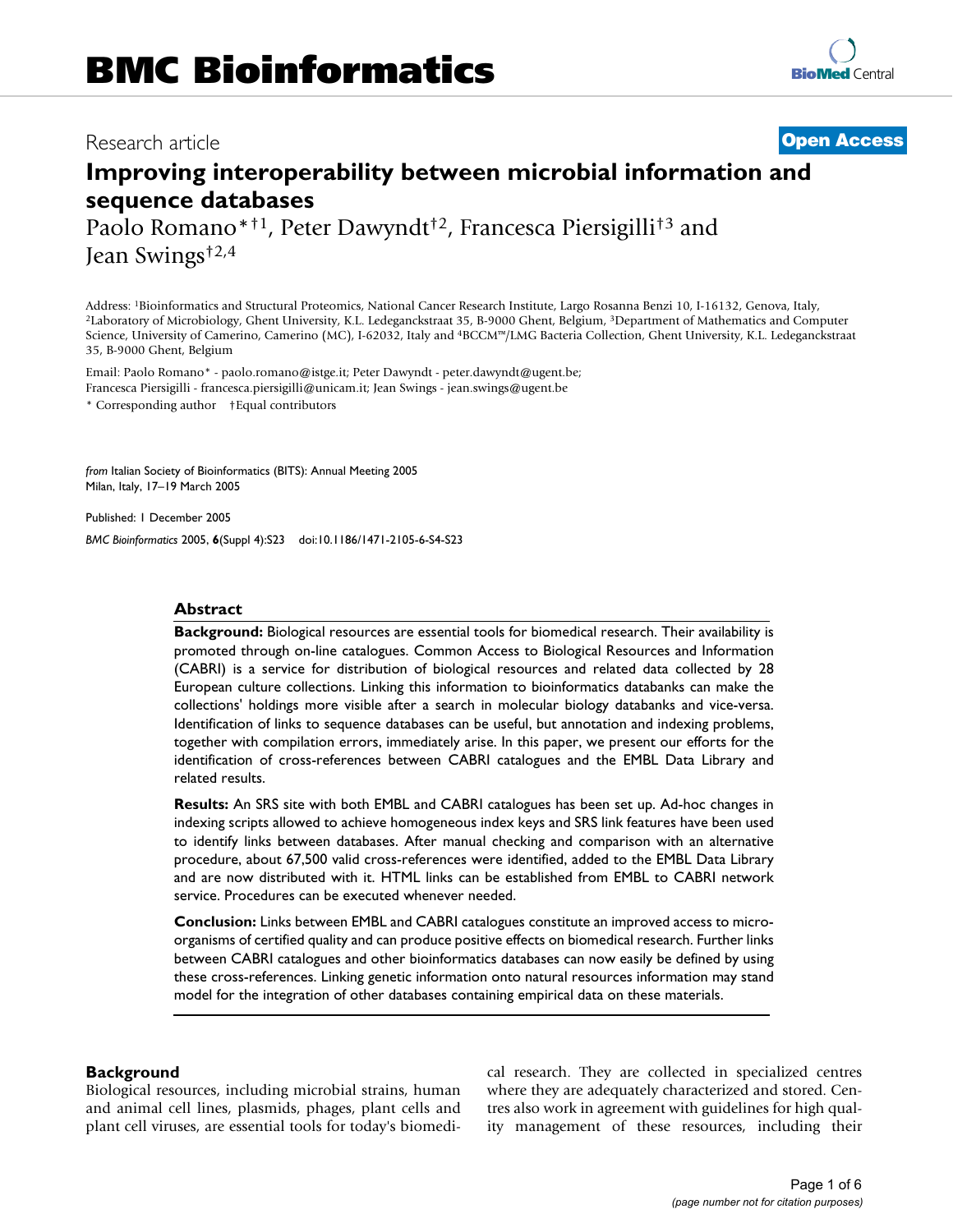Research article **Open Access**

# Improving interoperability between microbial information and sequence databases

Paolo Romano*†1, Peter Dawyndt†2, Francesca Piersigilli†3 and Jean Swings†2,4

Address: [1]Bioinformatics and Structural Proteomics, National Cancer Research Institute, Largo Rosanna Benzi 10, I-16132, Genova, Italy, [2]Laboratory of Microbiology, Ghent University, K.L. Ledeganckstraat 35, B-9000 Ghent, Belgium, [3]Department of Mathematics and Computer Science, University of Camerino, Camerino (MC), I-62032, Italy and [4]BCCM™/LMG Bacteria Collection, Ghent University, K.L. Ledeganckstraat 35, B-9000 Ghent, Belgium

Email: Paolo Romano* - paolo.romano@istge.it; Peter Dawyndt - peter.dawyndt@ugent.be; Francesca Piersigilli - francesca.piersigilli@unicam.it; Jean Swings - jean.swings@ugent.be

* Corresponding author †Equal contributors

*from* Italian Society of Bioinformatics (BITS): Annual Meeting 2005
Milan, Italy, 17–19 March 2005

Published: 1 December 2005

*BMC Bioinformatics* 2005, **6**(Suppl 4):S23 doi:10.1186/1471-2105-6-S4-S23

## Abstract

**Background:** Biological resources are essential tools for biomedical research. Their availability is promoted through on-line catalogues. Common Access to Biological Resources and Information (CABRI) is a service for distribution of biological resources and related data collected by 28 European culture collections. Linking this information to bioinformatics databanks can make the collections' holdings more visible after a search in molecular biology databanks and vice-versa. Identification of links to sequence databases can be useful, but annotation and indexing problems, together with compilation errors, immediately arise. In this paper, we present our efforts for the identification of cross-references between CABRI catalogues and the EMBL Data Library and related results.

**Results:** An SRS site with both EMBL and CABRI catalogues has been set up. Ad-hoc changes in indexing scripts allowed to achieve homogeneous index keys and SRS link features have been used to identify links between databases. After manual checking and comparison with an alternative procedure, about 67,500 valid cross-references were identified, added to the EMBL Data Library and are now distributed with it. HTML links can be established from EMBL to CABRI network service. Procedures can be executed whenever needed.

**Conclusion:** Links between EMBL and CABRI catalogues constitute an improved access to micro-organisms of certified quality and can produce positive effects on biomedical research. Further links between CABRI catalogues and other bioinformatics databases can now easily be defined by using these cross-references. Linking genetic information onto natural resources information may stand model for the integration of other databases containing empirical data on these materials.

## Background

Biological resources, including microbial strains, human and animal cell lines, plasmids, phages, plant cells and plant cell viruses, are essential tools for today's biomedical research. They are collected in specialized centres where they are adequately characterized and stored. Centres also work in agreement with guidelines for high quality management of these resources, including their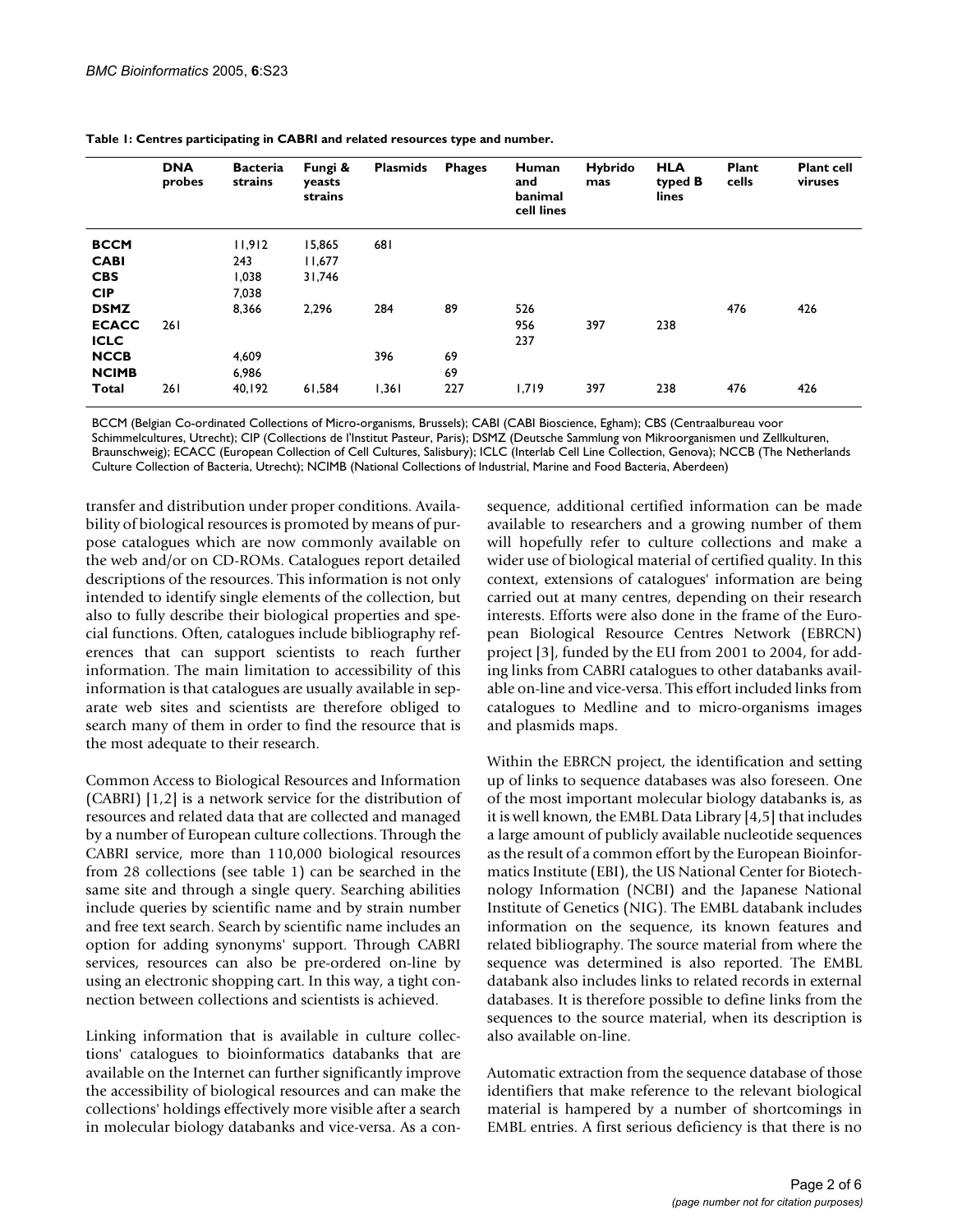**Table 1: Centres participating in CABRI and related resources type and number.**

|  | DNA probes | Bacteria strains | Fungi & yeasts strains | Plasmids | Phages | Human and banimal cell lines | Hybridomas | HLA typed B lines | Plant cells | Plant cell viruses |
|---|---|---|---|---|---|---|---|---|---|---|
| **BCCM** |  | 11,912 | 15,865 | 681 |  |  |  |  |  |  |
| **CABI** |  | 243 | 11,677 |  |  |  |  |  |  |  |
| **CBS** |  | 1,038 | 31,746 |  |  |  |  |  |  |  |
| **CIP** |  | 7,038 |  |  |  |  |  |  |  |  |
| **DSMZ** |  | 8,366 | 2,296 | 284 | 89 | 526 |  |  | 476 | 426 |
| **ECACC** | 261 |  |  |  |  | 956 | 397 | 238 |  |  |
| **ICLC** |  |  |  |  |  | 237 |  |  |  |  |
| **NCCB** |  | 4,609 |  | 396 | 69 |  |  |  |  |  |
| **NCIMB** |  | 6,986 |  |  | 69 |  |  |  |  |  |
| **Total** | 261 | 40,192 | 61,584 | 1,361 | 227 | 1,719 | 397 | 238 | 476 | 426 |

BCCM (Belgian Co-ordinated Collections of Micro-organisms, Brussels); CABI (CABI Bioscience, Egham); CBS (Centraalbureau voor Schimmelcultures, Utrecht); CIP (Collections de l'Institut Pasteur, Paris); DSMZ (Deutsche Sammlung von Mikroorganismen und Zellkulturen, Braunschweig); ECACC (European Collection of Cell Cultures, Salisbury); ICLC (Interlab Cell Line Collection, Genova); NCCB (The Netherlands Culture Collection of Bacteria, Utrecht); NCIMB (National Collections of Industrial, Marine and Food Bacteria, Aberdeen)

transfer and distribution under proper conditions. Availability of biological resources is promoted by means of purpose catalogues which are now commonly available on the web and/or on CD-ROMs. Catalogues report detailed descriptions of the resources. This information is not only intended to identify single elements of the collection, but also to fully describe their biological properties and special functions. Often, catalogues include bibliography references that can support scientists to reach further information. The main limitation to accessibility of this information is that catalogues are usually available in separate web sites and scientists are therefore obliged to search many of them in order to find the resource that is the most adequate to their research.

Common Access to Biological Resources and Information (CABRI) [1,2] is a network service for the distribution of resources and related data that are collected and managed by a number of European culture collections. Through the CABRI service, more than 110,000 biological resources from 28 collections (see table 1) can be searched in the same site and through a single query. Searching abilities include queries by scientific name and by strain number and free text search. Search by scientific name includes an option for adding synonyms' support. Through CABRI services, resources can also be pre-ordered on-line by using an electronic shopping cart. In this way, a tight connection between collections and scientists is achieved.

Linking information that is available in culture collections' catalogues to bioinformatics databanks that are available on the Internet can further significantly improve the accessibility of biological resources and can make the collections' holdings effectively more visible after a search in molecular biology databanks and vice-versa. As a consequence, additional certified information can be made available to researchers and a growing number of them will hopefully refer to culture collections and make a wider use of biological material of certified quality. In this context, extensions of catalogues' information are being carried out at many centres, depending on their research interests. Efforts were also done in the frame of the European Biological Resource Centres Network (EBRCN) project [3], funded by the EU from 2001 to 2004, for adding links from CABRI catalogues to other databanks available on-line and vice-versa. This effort included links from catalogues to Medline and to micro-organisms images and plasmids maps.

Within the EBRCN project, the identification and setting up of links to sequence databases was also foreseen. One of the most important molecular biology databanks is, as it is well known, the EMBL Data Library [4,5] that includes a large amount of publicly available nucleotide sequences as the result of a common effort by the European Bioinformatics Institute (EBI), the US National Center for Biotechnology Information (NCBI) and the Japanese National Institute of Genetics (NIG). The EMBL databank includes information on the sequence, its known features and related bibliography. The source material from where the sequence was determined is also reported. The EMBL databank also includes links to related records in external databases. It is therefore possible to define links from the sequences to the source material, when its description is also available on-line.

Automatic extraction from the sequence database of those identifiers that make reference to the relevant biological material is hampered by a number of shortcomings in EMBL entries. A first serious deficiency is that there is no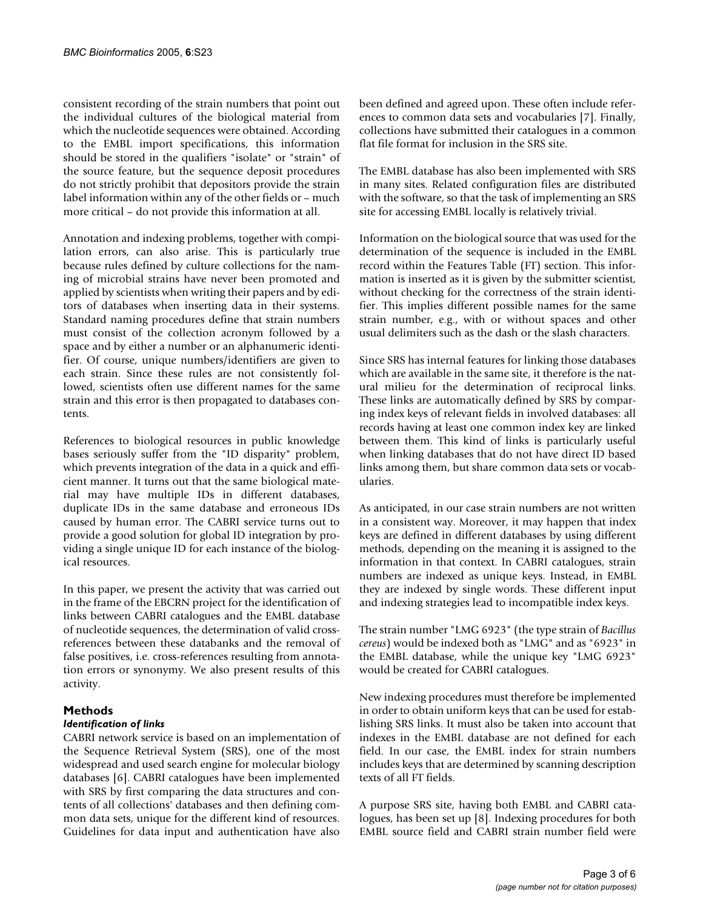consistent recording of the strain numbers that point out the individual cultures of the biological material from which the nucleotide sequences were obtained. According to the EMBL import specifications, this information should be stored in the qualifiers "isolate" or "strain" of the source feature, but the sequence deposit procedures do not strictly prohibit that depositors provide the strain label information within any of the other fields or – much more critical – do not provide this information at all.

Annotation and indexing problems, together with compilation errors, can also arise. This is particularly true because rules defined by culture collections for the naming of microbial strains have never been promoted and applied by scientists when writing their papers and by editors of databases when inserting data in their systems. Standard naming procedures define that strain numbers must consist of the collection acronym followed by a space and by either a number or an alphanumeric identifier. Of course, unique numbers/identifiers are given to each strain. Since these rules are not consistently followed, scientists often use different names for the same strain and this error is then propagated to databases contents.

References to biological resources in public knowledge bases seriously suffer from the "ID disparity" problem, which prevents integration of the data in a quick and efficient manner. It turns out that the same biological material may have multiple IDs in different databases, duplicate IDs in the same database and erroneous IDs caused by human error. The CABRI service turns out to provide a good solution for global ID integration by providing a single unique ID for each instance of the biological resources.

In this paper, we present the activity that was carried out in the frame of the EBCRN project for the identification of links between CABRI catalogues and the EMBL database of nucleotide sequences, the determination of valid cross-references between these databanks and the removal of false positives, i.e. cross-references resulting from annotation errors or synonymy. We also present results of this activity.

## Methods

### *Identification of links*

CABRI network service is based on an implementation of the Sequence Retrieval System (SRS), one of the most widespread and used search engine for molecular biology databases [6]. CABRI catalogues have been implemented with SRS by first comparing the data structures and contents of all collections' databases and then defining common data sets, unique for the different kind of resources. Guidelines for data input and authentication have also been defined and agreed upon. These often include references to common data sets and vocabularies [7]. Finally, collections have submitted their catalogues in a common flat file format for inclusion in the SRS site.

The EMBL database has also been implemented with SRS in many sites. Related configuration files are distributed with the software, so that the task of implementing an SRS site for accessing EMBL locally is relatively trivial.

Information on the biological source that was used for the determination of the sequence is included in the EMBL record within the Features Table (FT) section. This information is inserted as it is given by the submitter scientist, without checking for the correctness of the strain identifier. This implies different possible names for the same strain number, e.g., with or without spaces and other usual delimiters such as the dash or the slash characters.

Since SRS has internal features for linking those databases which are available in the same site, it therefore is the natural milieu for the determination of reciprocal links. These links are automatically defined by SRS by comparing index keys of relevant fields in involved databases: all records having at least one common index key are linked between them. This kind of links is particularly useful when linking databases that do not have direct ID based links among them, but share common data sets or vocabularies.

As anticipated, in our case strain numbers are not written in a consistent way. Moreover, it may happen that index keys are defined in different databases by using different methods, depending on the meaning it is assigned to the information in that context. In CABRI catalogues, strain numbers are indexed as unique keys. Instead, in EMBL they are indexed by single words. These different input and indexing strategies lead to incompatible index keys.

The strain number "LMG 6923" (the type strain of *Bacillus cereus*) would be indexed both as "LMG" and as "6923" in the EMBL database, while the unique key "LMG 6923" would be created for CABRI catalogues.

New indexing procedures must therefore be implemented in order to obtain uniform keys that can be used for establishing SRS links. It must also be taken into account that indexes in the EMBL database are not defined for each field. In our case, the EMBL index for strain numbers includes keys that are determined by scanning description texts of all FT fields.

A purpose SRS site, having both EMBL and CABRI catalogues, has been set up [8]. Indexing procedures for both EMBL source field and CABRI strain number field were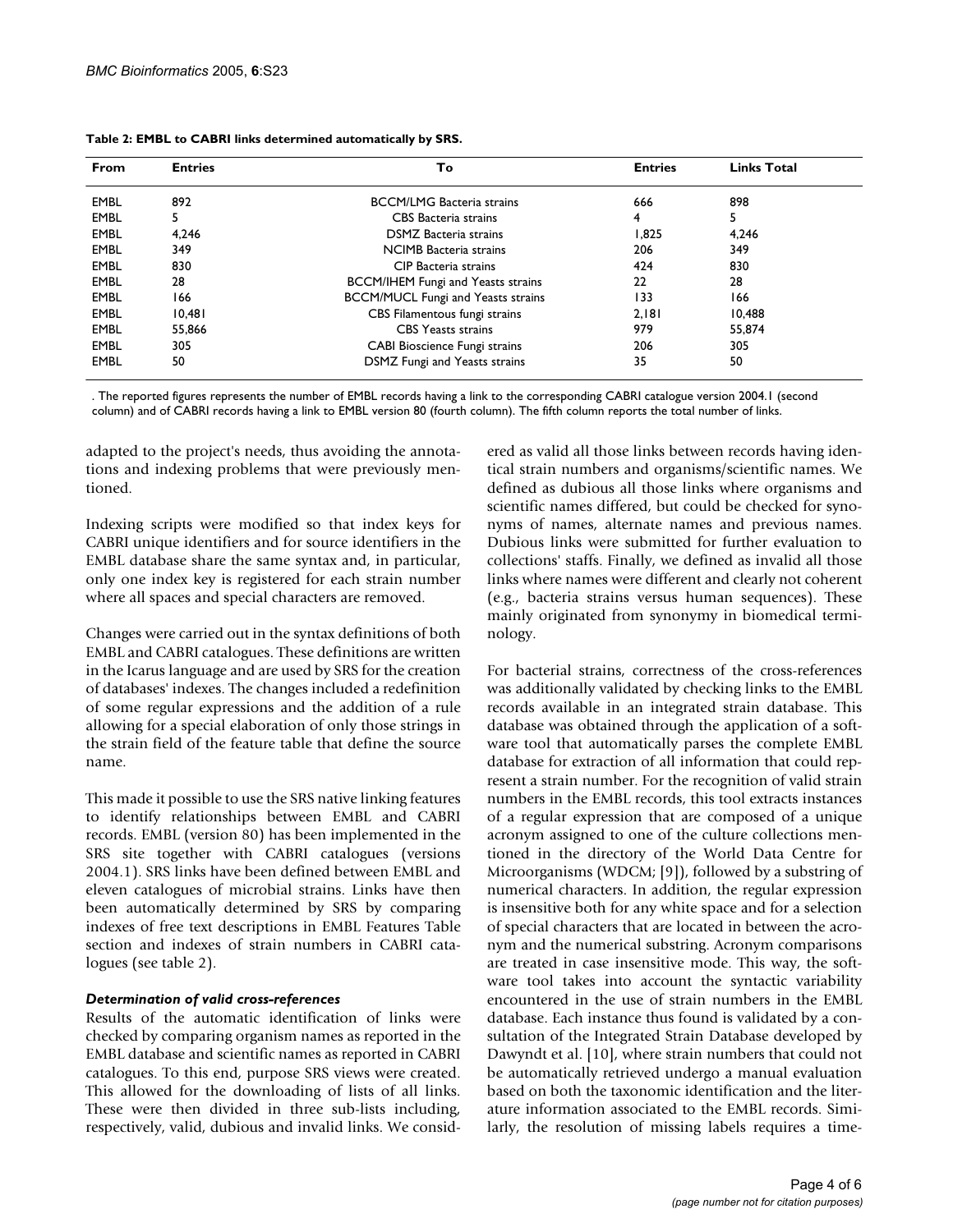**Table 2: EMBL to CABRI links determined automatically by SRS.**

| From | Entries | To | Entries | Links Total |
| --- | --- | --- | --- | --- |
| EMBL | 892 | BCCM/LMG Bacteria strains | 666 | 898 |
| EMBL | 5 | CBS Bacteria strains | 4 | 5 |
| EMBL | 4,246 | DSMZ Bacteria strains | 1,825 | 4,246 |
| EMBL | 349 | NCIMB Bacteria strains | 206 | 349 |
| EMBL | 830 | CIP Bacteria strains | 424 | 830 |
| EMBL | 28 | BCCM/IHEM Fungi and Yeasts strains | 22 | 28 |
| EMBL | 166 | BCCM/MUCL Fungi and Yeasts strains | 133 | 166 |
| EMBL | 10,481 | CBS Filamentous fungi strains | 2,181 | 10,488 |
| EMBL | 55,866 | CBS Yeasts strains | 979 | 55,874 |
| EMBL | 305 | CABI Bioscience Fungi strains | 206 | 305 |
| EMBL | 50 | DSMZ Fungi and Yeasts strains | 35 | 50 |

. The reported figures represents the number of EMBL records having a link to the corresponding CABRI catalogue version 2004.1 (second column) and of CABRI records having a link to EMBL version 80 (fourth column). The fifth column reports the total number of links.

adapted to the project's needs, thus avoiding the annotations and indexing problems that were previously mentioned.

Indexing scripts were modified so that index keys for CABRI unique identifiers and for source identifiers in the EMBL database share the same syntax and, in particular, only one index key is registered for each strain number where all spaces and special characters are removed.

Changes were carried out in the syntax definitions of both EMBL and CABRI catalogues. These definitions are written in the Icarus language and are used by SRS for the creation of databases' indexes. The changes included a redefinition of some regular expressions and the addition of a rule allowing for a special elaboration of only those strings in the strain field of the feature table that define the source name.

This made it possible to use the SRS native linking features to identify relationships between EMBL and CABRI records. EMBL (version 80) has been implemented in the SRS site together with CABRI catalogues (versions 2004.1). SRS links have been defined between EMBL and eleven catalogues of microbial strains. Links have then been automatically determined by SRS by comparing indexes of free text descriptions in EMBL Features Table section and indexes of strain numbers in CABRI catalogues (see table 2).

### *Determination of valid cross-references*

Results of the automatic identification of links were checked by comparing organism names as reported in the EMBL database and scientific names as reported in CABRI catalogues. To this end, purpose SRS views were created. This allowed for the downloading of lists of all links. These were then divided in three sub-lists including, respectively, valid, dubious and invalid links. We considered as valid all those links between records having identical strain numbers and organisms/scientific names. We defined as dubious all those links where organisms and scientific names differed, but could be checked for synonyms of names, alternate names and previous names. Dubious links were submitted for further evaluation to collections' staffs. Finally, we defined as invalid all those links where names were different and clearly not coherent (e.g., bacteria strains versus human sequences). These mainly originated from synonymy in biomedical terminology.

For bacterial strains, correctness of the cross-references was additionally validated by checking links to the EMBL records available in an integrated strain database. This database was obtained through the application of a software tool that automatically parses the complete EMBL database for extraction of all information that could represent a strain number. For the recognition of valid strain numbers in the EMBL records, this tool extracts instances of a regular expression that are composed of a unique acronym assigned to one of the culture collections mentioned in the directory of the World Data Centre for Microorganisms (WDCM; [9]), followed by a substring of numerical characters. In addition, the regular expression is insensitive both for any white space and for a selection of special characters that are located in between the acronym and the numerical substring. Acronym comparisons are treated in case insensitive mode. This way, the software tool takes into account the syntactic variability encountered in the use of strain numbers in the EMBL database. Each instance thus found is validated by a consultation of the Integrated Strain Database developed by Dawyndt et al. [10], where strain numbers that could not be automatically retrieved undergo a manual evaluation based on both the taxonomic identification and the literature information associated to the EMBL records. Similarly, the resolution of missing labels requires a time-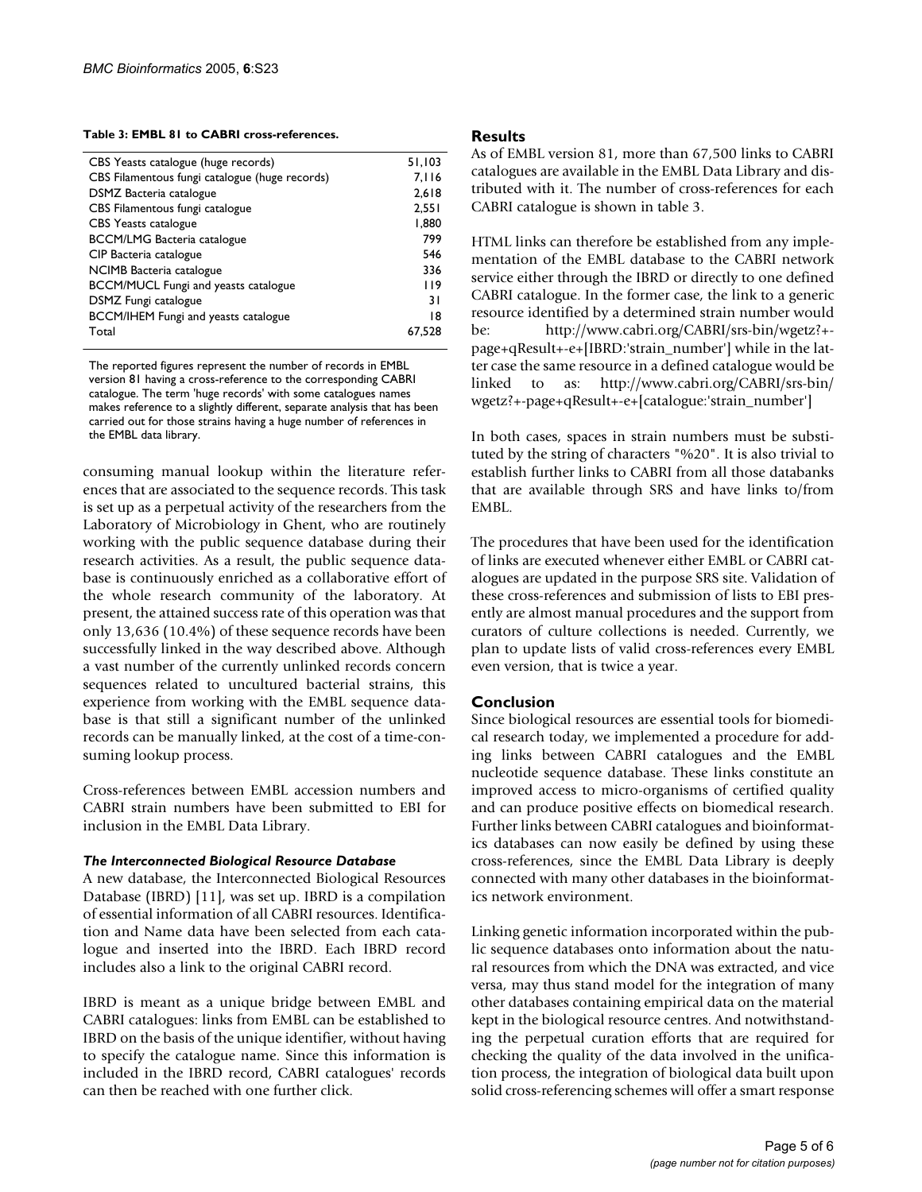**Table 3: EMBL 81 to CABRI cross-references.**

| | |
|---|---|
| CBS Yeasts catalogue (huge records) | 51,103 |
| CBS Filamentous fungi catalogue (huge records) | 7,116 |
| DSMZ Bacteria catalogue | 2,618 |
| CBS Filamentous fungi catalogue | 2,551 |
| CBS Yeasts catalogue | 1,880 |
| BCCM/LMG Bacteria catalogue | 799 |
| CIP Bacteria catalogue | 546 |
| NCIMB Bacteria catalogue | 336 |
| BCCM/MUCL Fungi and yeasts catalogue | 119 |
| DSMZ Fungi catalogue | 31 |
| BCCM/IHEM Fungi and yeasts catalogue | 18 |
| Total | 67,528 |

The reported figures represent the number of records in EMBL version 81 having a cross-reference to the corresponding CABRI catalogue. The term 'huge records' with some catalogues names makes reference to a slightly different, separate analysis that has been carried out for those strains having a huge number of references in the EMBL data library.

consuming manual lookup within the literature references that are associated to the sequence records. This task is set up as a perpetual activity of the researchers from the Laboratory of Microbiology in Ghent, who are routinely working with the public sequence database during their research activities. As a result, the public sequence database is continuously enriched as a collaborative effort of the whole research community of the laboratory. At present, the attained success rate of this operation was that only 13,636 (10.4%) of these sequence records have been successfully linked in the way described above. Although a vast number of the currently unlinked records concern sequences related to uncultured bacterial strains, this experience from working with the EMBL sequence database is that still a significant number of the unlinked records can be manually linked, at the cost of a time-consuming lookup process.

Cross-references between EMBL accession numbers and CABRI strain numbers have been submitted to EBI for inclusion in the EMBL Data Library.

#### *The Interconnected Biological Resource Database*

A new database, the Interconnected Biological Resources Database (IBRD) [11], was set up. IBRD is a compilation of essential information of all CABRI resources. Identification and Name data have been selected from each catalogue and inserted into the IBRD. Each IBRD record includes also a link to the original CABRI record.

IBRD is meant as a unique bridge between EMBL and CABRI catalogues: links from EMBL can be established to IBRD on the basis of the unique identifier, without having to specify the catalogue name. Since this information is included in the IBRD record, CABRI catalogues' records can then be reached with one further click.

### Results

As of EMBL version 81, more than 67,500 links to CABRI catalogues are available in the EMBL Data Library and distributed with it. The number of cross-references for each CABRI catalogue is shown in table 3.

HTML links can therefore be established from any implementation of the EMBL database to the CABRI network service either through the IBRD or directly to one defined CABRI catalogue. In the former case, the link to a generic resource identified by a determined strain number would be: http://www.cabri.org/CABRI/srs-bin/wgetz?+-page+qResult+-e+[IBRD:'strain_number'] while in the latter case the same resource in a defined catalogue would be linked to as: http://www.cabri.org/CABRI/srs-bin/wgetz?+-page+qResult+-e+[catalogue:'strain_number']

In both cases, spaces in strain numbers must be substituted by the string of characters "%20". It is also trivial to establish further links to CABRI from all those databanks that are available through SRS and have links to/from EMBL.

The procedures that have been used for the identification of links are executed whenever either EMBL or CABRI catalogues are updated in the purpose SRS site. Validation of these cross-references and submission of lists to EBI presently are almost manual procedures and the support from curators of culture collections is needed. Currently, we plan to update lists of valid cross-references every EMBL even version, that is twice a year.

### Conclusion

Since biological resources are essential tools for biomedical research today, we implemented a procedure for adding links between CABRI catalogues and the EMBL nucleotide sequence database. These links constitute an improved access to micro-organisms of certified quality and can produce positive effects on biomedical research. Further links between CABRI catalogues and bioinformatics databases can now easily be defined by using these cross-references, since the EMBL Data Library is deeply connected with many other databases in the bioinformatics network environment.

Linking genetic information incorporated within the public sequence databases onto information about the natural resources from which the DNA was extracted, and vice versa, may thus stand model for the integration of many other databases containing empirical data on the material kept in the biological resource centres. And notwithstanding the perpetual curation efforts that are required for checking the quality of the data involved in the unification process, the integration of biological data built upon solid cross-referencing schemes will offer a smart response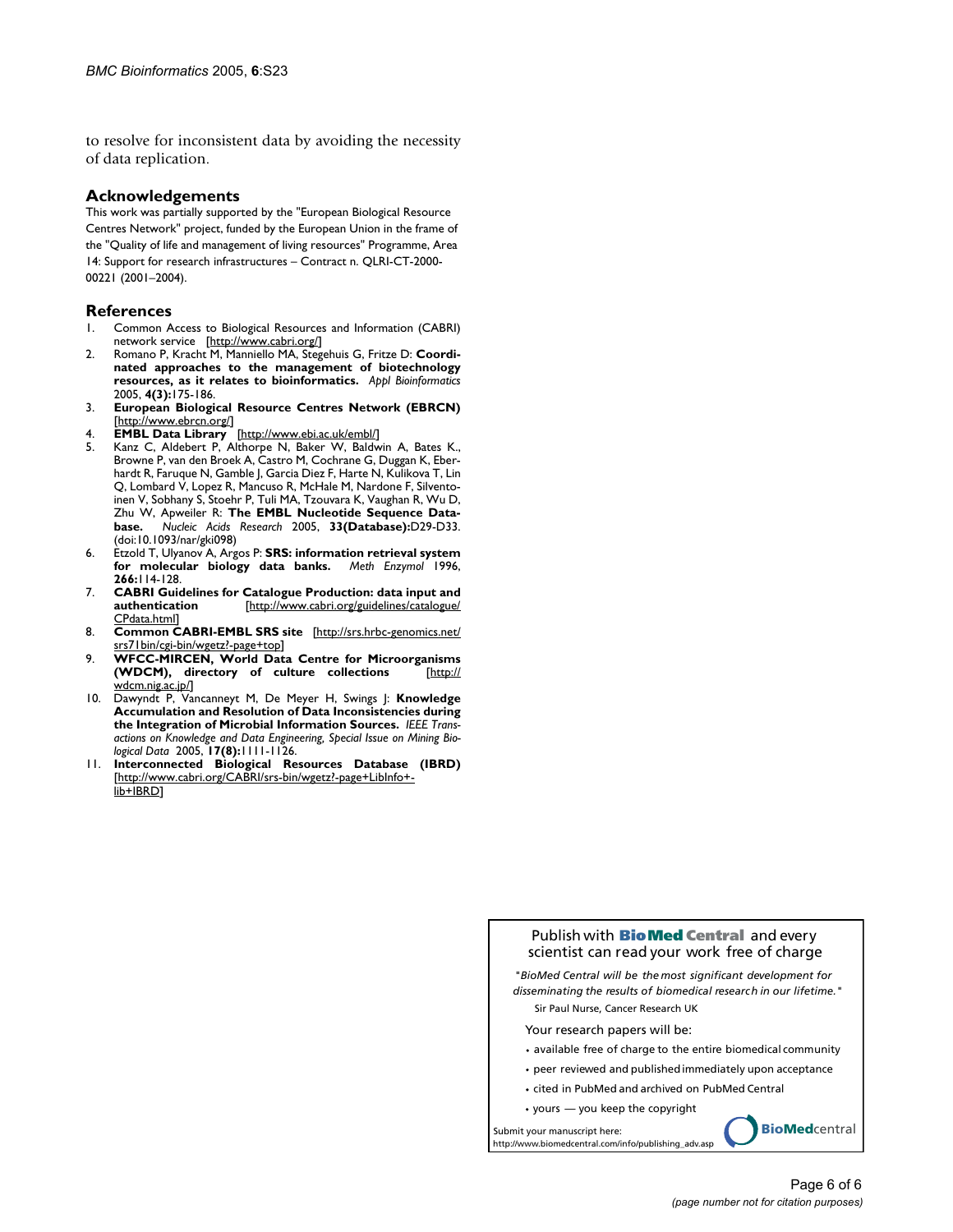to resolve for inconsistent data by avoiding the necessity of data replication.

## Acknowledgements

This work was partially supported by the "European Biological Resource Centres Network" project, funded by the European Union in the frame of the "Quality of life and management of living resources" Programme, Area 14: Support for research infrastructures – Contract n. QLRI-CT-2000-00221 (2001–2004).

## References

1. Common Access to Biological Resources and Information (CABRI) network service [http://www.cabri.org/]
2. Romano P, Kracht M, Manniello MA, Stegehuis G, Fritze D: **Coordinated approaches to the management of biotechnology resources, as it relates to bioinformatics.** *Appl Bioinformatics* 2005, **4(3):**175-186.
3. **European Biological Resource Centres Network (EBRCN)** [http://www.ebrcn.org/]
4. **EMBL Data Library** [http://www.ebi.ac.uk/embl/]
5. Kanz C, Aldebert P, Althorpe N, Baker W, Baldwin A, Bates K., Browne P, van den Broek A, Castro M, Cochrane G, Duggan K, Eberhardt R, Faruque N, Gamble J, Garcia Diez F, Harte N, Kulikova T, Lin Q, Lombard V, Lopez R, Mancuso R, McHale M, Nardone F, Silventoinen V, Sobhany S, Stoehr P, Tuli MA, Tzouvara K, Vaughan R, Wu D, Zhu W, Apweiler R: **The EMBL Nucleotide Sequence Database.** *Nucleic Acids Research* 2005, **33(Database):**D29-D33. (doi:10.1093/nar/gki098)
6. Etzold T, Ulyanov A, Argos P: **SRS: information retrieval system for molecular biology data banks.** *Meth Enzymol* 1996, **266:**114-128.
7. **CABRI Guidelines for Catalogue Production: data input and authentication** [http://www.cabri.org/guidelines/catalogue/CPdata.html]
8. **Common CABRI-EMBL SRS site** [http://srs.hrbc-genomics.net/srs71bin/cgi-bin/wgetz?-page+top]
9. **WFCC-MIRCEN, World Data Centre for Microorganisms (WDCM), directory of culture collections** [http://wdcm.nig.ac.jp/]
10. Dawyndt P, Vancanneyt M, De Meyer H, Swings J: **Knowledge Accumulation and Resolution of Data Inconsistencies during the Integration of Microbial Information Sources.** *IEEE Transactions on Knowledge and Data Engineering, Special Issue on Mining Biological Data* 2005, **17(8):**1111-1126.
11. **Interconnected Biological Resources Database (IBRD)** [http://www.cabri.org/CABRI/srs-bin/wgetz?-page+LibInfo+-lib+IBRD]

Publish with **BioMed Central** and every scientist can read your work free of charge

*"BioMed Central will be the most significant development for disseminating the results of biomedical research in our lifetime."*

Sir Paul Nurse, Cancer Research UK

Your research papers will be:

- available free of charge to the entire biomedical community
- peer reviewed and published immediately upon acceptance
- cited in PubMed and archived on PubMed Central
- yours — you keep the copyright

Submit your manuscript here:
http://www.biomedcentral.com/info/publishing_adv.asp

BioMedcentral